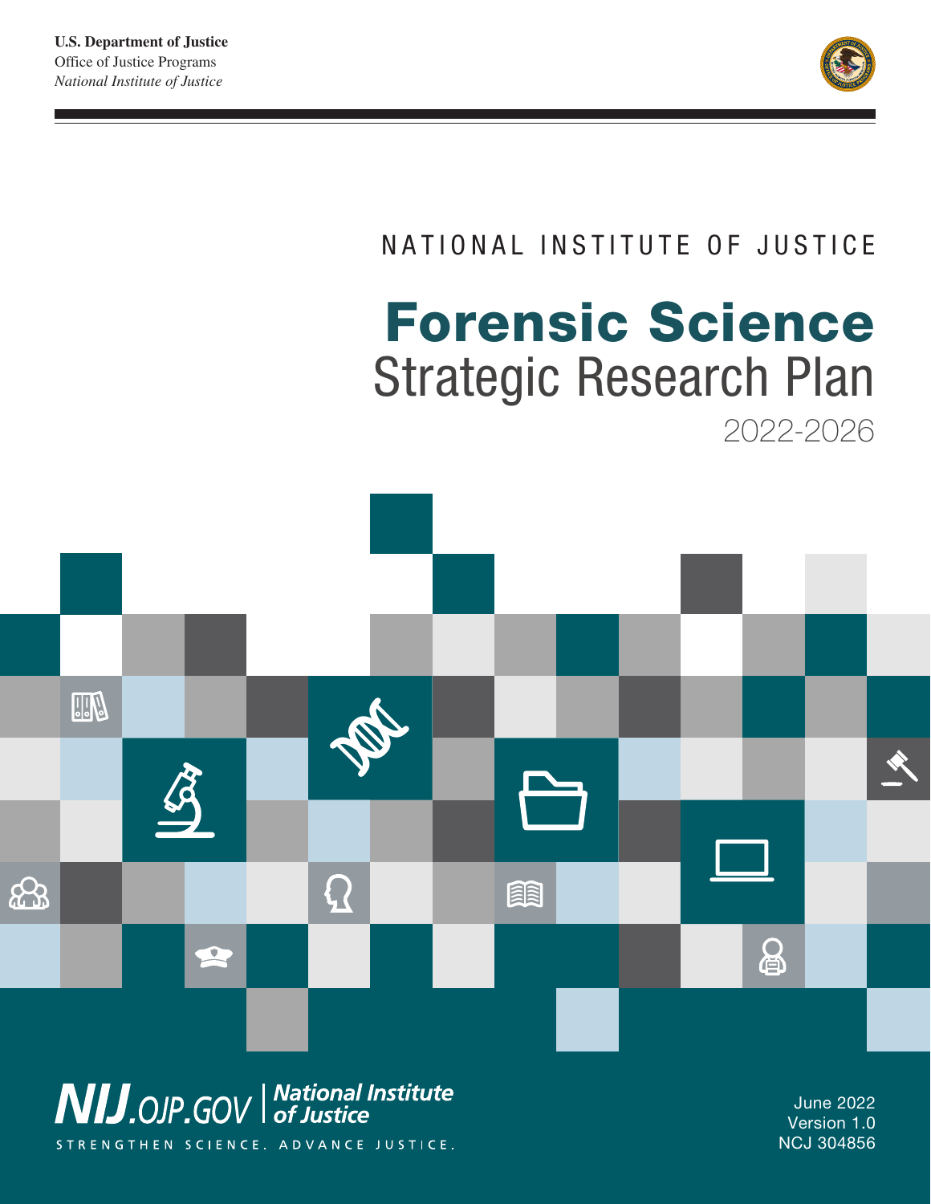**U.S. Department of Justice**
Office of Justice Programs
*National Institute of Justice*

NATIONAL INSTITUTE OF JUSTICE

# Forensic Science
## Strategic Research Plan
2022-2026

NIJ.OJP.GOV | National Institute of Justice
STRENGTHEN SCIENCE. ADVANCE JUSTICE.

June 2022
Version 1.0
NCJ 304856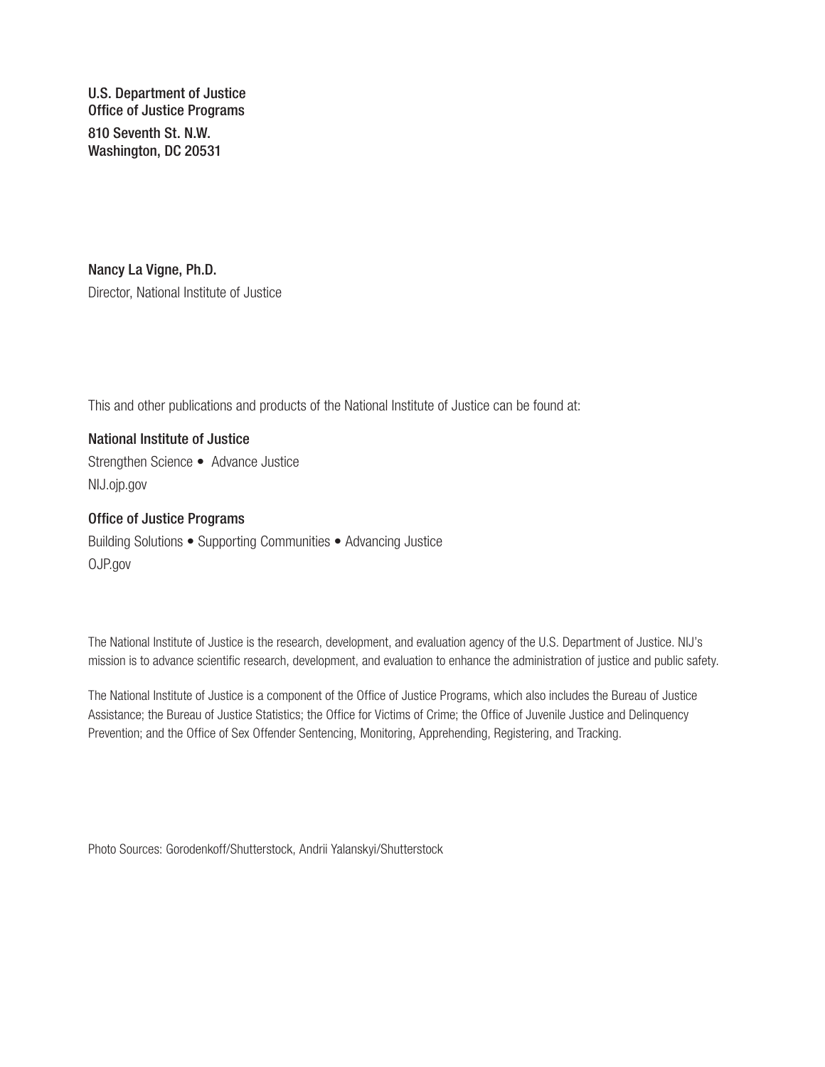**U.S. Department of Justice**
**Office of Justice Programs**
**810 Seventh St. N.W.**
**Washington, DC 20531**

**Nancy La Vigne, Ph.D.**
Director, National Institute of Justice

This and other publications and products of the National Institute of Justice can be found at:

**National Institute of Justice**
Strengthen Science • Advance Justice
NIJ.ojp.gov

**Office of Justice Programs**
Building Solutions • Supporting Communities • Advancing Justice
OJP.gov

The National Institute of Justice is the research, development, and evaluation agency of the U.S. Department of Justice. NIJ's mission is to advance scientific research, development, and evaluation to enhance the administration of justice and public safety.

The National Institute of Justice is a component of the Office of Justice Programs, which also includes the Bureau of Justice Assistance; the Bureau of Justice Statistics; the Office for Victims of Crime; the Office of Juvenile Justice and Delinquency Prevention; and the Office of Sex Offender Sentencing, Monitoring, Apprehending, Registering, and Tracking.

Photo Sources: Gorodenkoff/Shutterstock, Andrii Yalanskyi/Shutterstock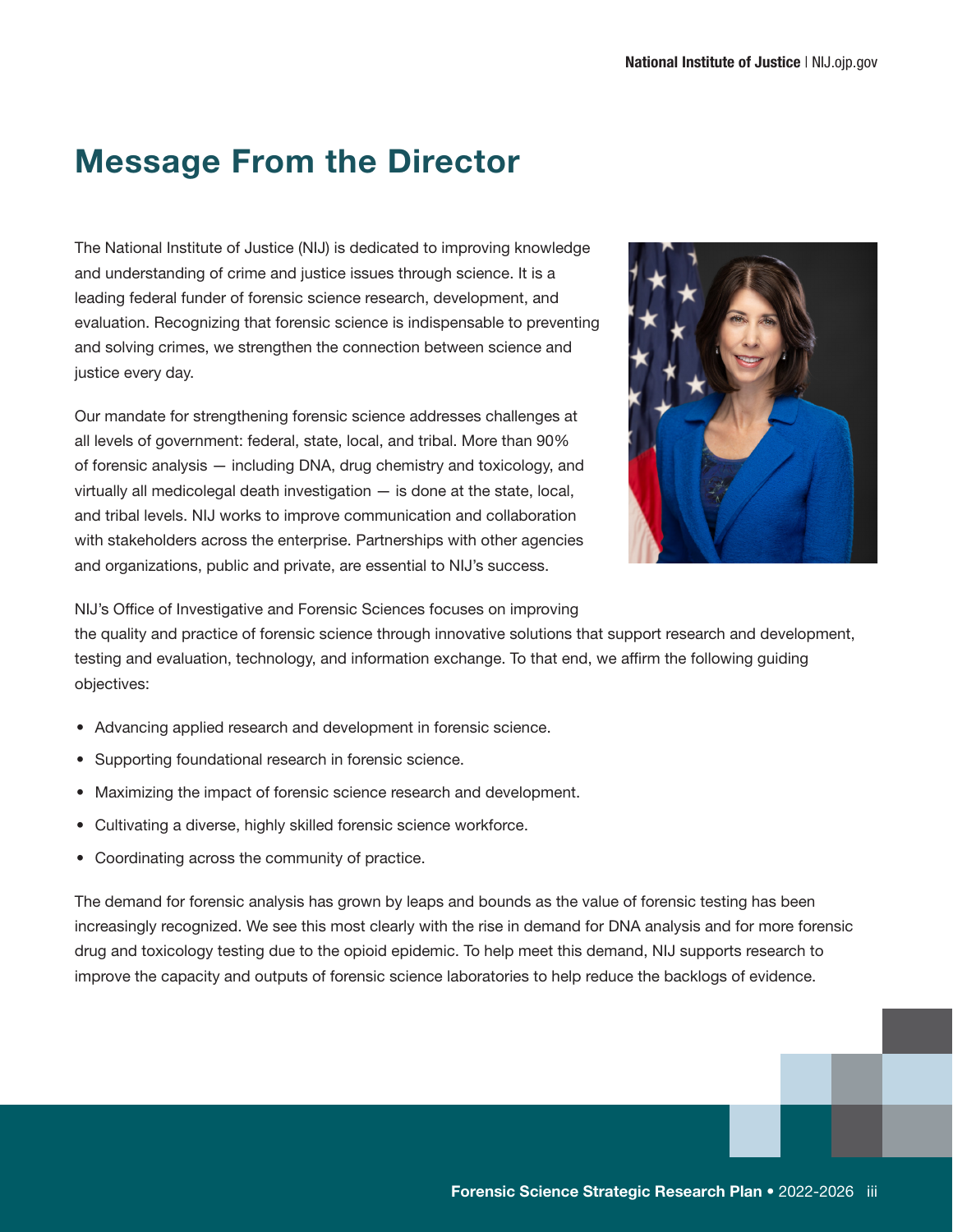# Message From the Director

The National Institute of Justice (NIJ) is dedicated to improving knowledge and understanding of crime and justice issues through science. It is a leading federal funder of forensic science research, development, and evaluation. Recognizing that forensic science is indispensable to preventing and solving crimes, we strengthen the connection between science and justice every day.

Our mandate for strengthening forensic science addresses challenges at all levels of government: federal, state, local, and tribal. More than 90% of forensic analysis — including DNA, drug chemistry and toxicology, and virtually all medicolegal death investigation — is done at the state, local, and tribal levels. NIJ works to improve communication and collaboration with stakeholders across the enterprise. Partnerships with other agencies and organizations, public and private, are essential to NIJ's success.

NIJ's Office of Investigative and Forensic Sciences focuses on improving the quality and practice of forensic science through innovative solutions that support research and development, testing and evaluation, technology, and information exchange. To that end, we affirm the following guiding objectives:

- Advancing applied research and development in forensic science.
- Supporting foundational research in forensic science.
- Maximizing the impact of forensic science research and development.
- Cultivating a diverse, highly skilled forensic science workforce.
- Coordinating across the community of practice.

The demand for forensic analysis has grown by leaps and bounds as the value of forensic testing has been increasingly recognized. We see this most clearly with the rise in demand for DNA analysis and for more forensic drug and toxicology testing due to the opioid epidemic. To help meet this demand, NIJ supports research to improve the capacity and outputs of forensic science laboratories to help reduce the backlogs of evidence.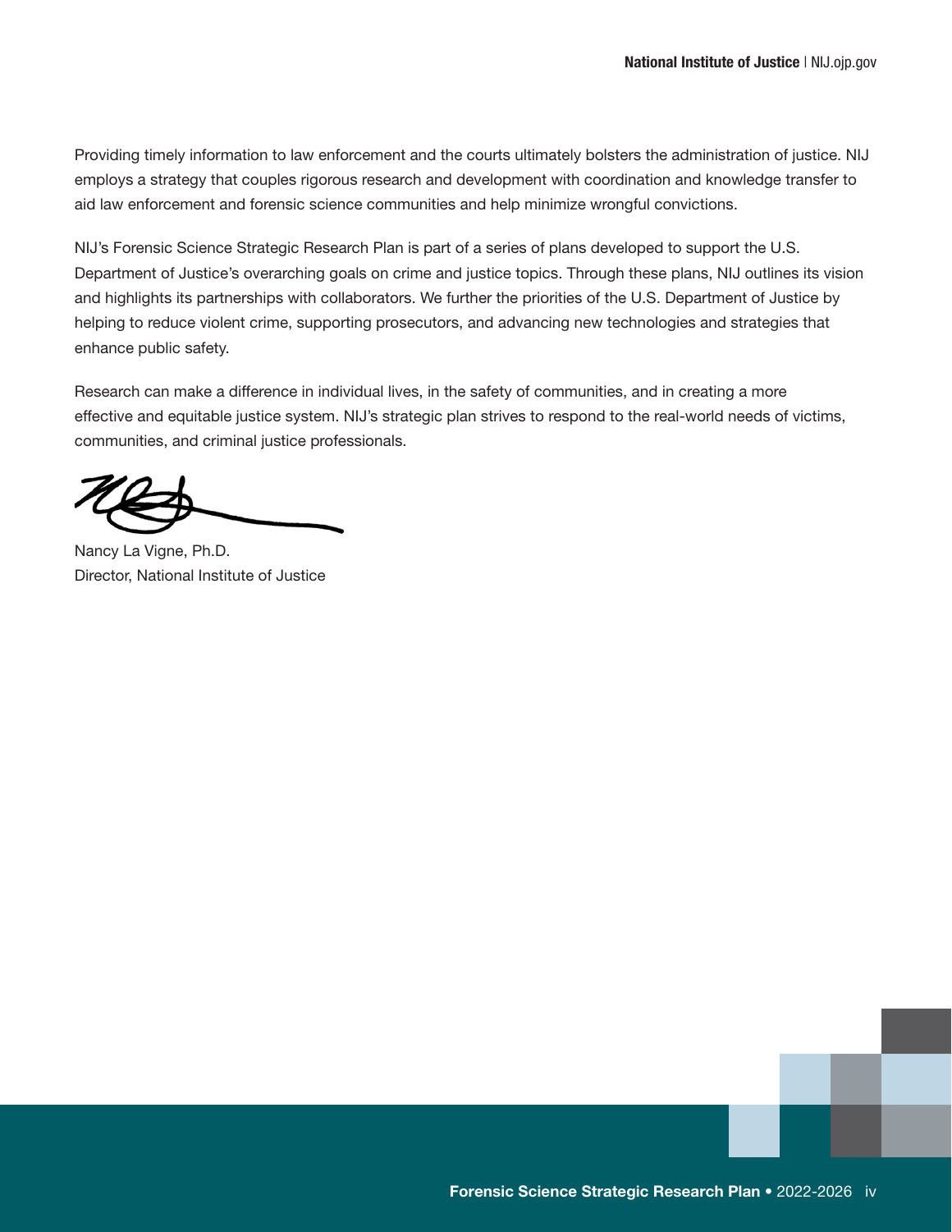Providing timely information to law enforcement and the courts ultimately bolsters the administration of justice. NIJ employs a strategy that couples rigorous research and development with coordination and knowledge transfer to aid law enforcement and forensic science communities and help minimize wrongful convictions.

NIJ's Forensic Science Strategic Research Plan is part of a series of plans developed to support the U.S. Department of Justice's overarching goals on crime and justice topics. Through these plans, NIJ outlines its vision and highlights its partnerships with collaborators. We further the priorities of the U.S. Department of Justice by helping to reduce violent crime, supporting prosecutors, and advancing new technologies and strategies that enhance public safety.

Research can make a difference in individual lives, in the safety of communities, and in creating a more effective and equitable justice system. NIJ's strategic plan strives to respond to the real-world needs of victims, communities, and criminal justice professionals.

Nancy La Vigne, Ph.D.
Director, National Institute of Justice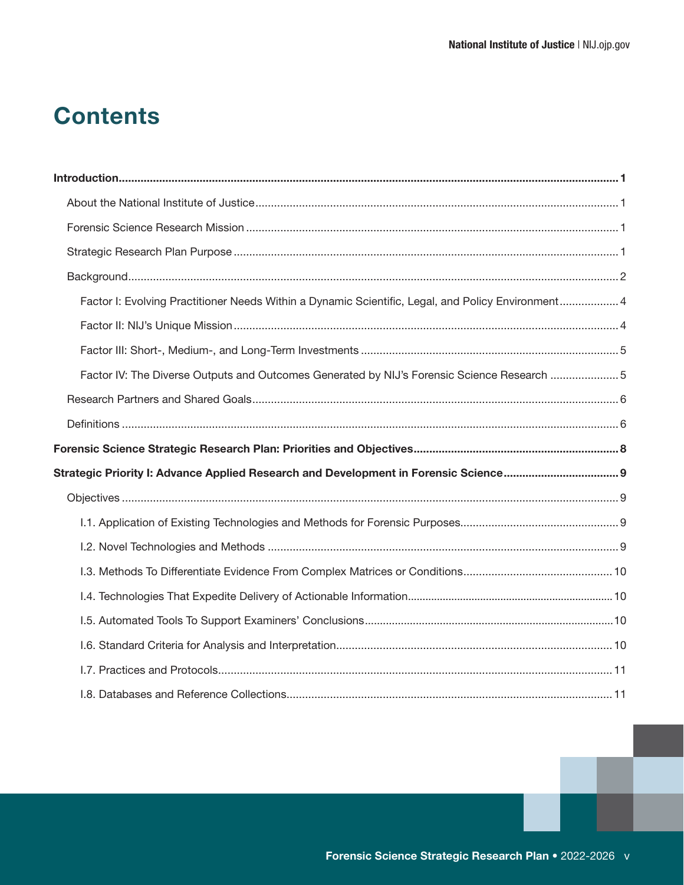# Contents

**Introduction** 1

- About the National Institute of Justice 1
- Forensic Science Research Mission 1
- Strategic Research Plan Purpose 1
- Background 2
  - Factor I: Evolving Practitioner Needs Within a Dynamic Scientific, Legal, and Policy Environment 4
  - Factor II: NIJ's Unique Mission 4
  - Factor III: Short-, Medium-, and Long-Term Investments 5
  - Factor IV: The Diverse Outputs and Outcomes Generated by NIJ's Forensic Science Research 5
- Research Partners and Shared Goals 6
- Definitions 6

**Forensic Science Strategic Research Plan: Priorities and Objectives** 8

**Strategic Priority I: Advance Applied Research and Development in Forensic Science** 9

- Objectives 9
  - I.1. Application of Existing Technologies and Methods for Forensic Purposes 9
  - I.2. Novel Technologies and Methods 9
  - I.3. Methods To Differentiate Evidence From Complex Matrices or Conditions 10
  - I.4. Technologies That Expedite Delivery of Actionable Information 10
  - I.5. Automated Tools To Support Examiners' Conclusions 10
  - I.6. Standard Criteria for Analysis and Interpretation 10
  - I.7. Practices and Protocols 11
  - I.8. Databases and Reference Collections 11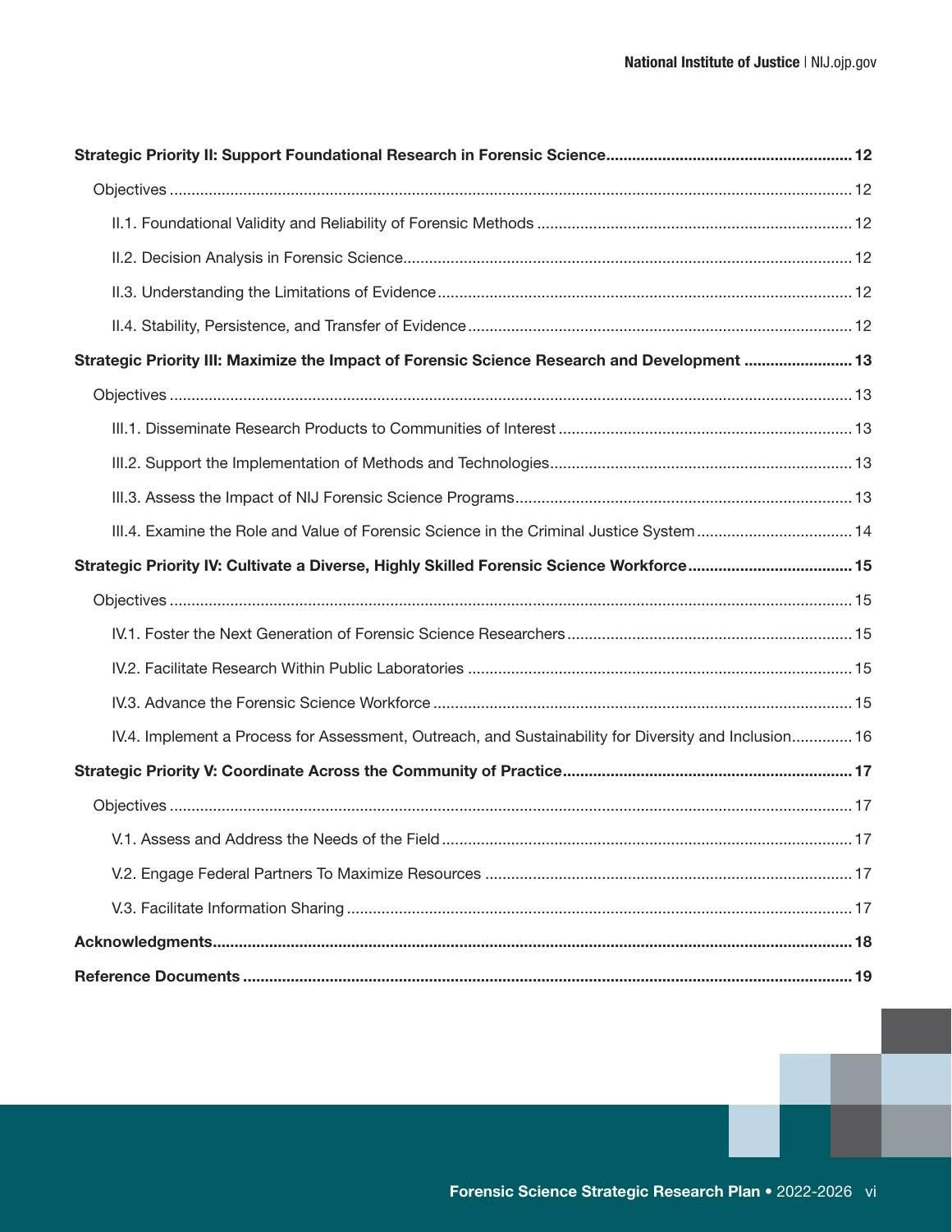**Strategic Priority II: Support Foundational Research in Forensic Science** ........ **12**

- Objectives ........ 12
  - II.1. Foundational Validity and Reliability of Forensic Methods ........ 12
  - II.2. Decision Analysis in Forensic Science ........ 12
  - II.3. Understanding the Limitations of Evidence ........ 12
  - II.4. Stability, Persistence, and Transfer of Evidence ........ 12

**Strategic Priority III: Maximize the Impact of Forensic Science Research and Development** ........ **13**

- Objectives ........ 13
  - III.1. Disseminate Research Products to Communities of Interest ........ 13
  - III.2. Support the Implementation of Methods and Technologies ........ 13
  - III.3. Assess the Impact of NIJ Forensic Science Programs ........ 13
  - III.4. Examine the Role and Value of Forensic Science in the Criminal Justice System ........ 14

**Strategic Priority IV: Cultivate a Diverse, Highly Skilled Forensic Science Workforce** ........ **15**

- Objectives ........ 15
  - IV.1. Foster the Next Generation of Forensic Science Researchers ........ 15
  - IV.2. Facilitate Research Within Public Laboratories ........ 15
  - IV.3. Advance the Forensic Science Workforce ........ 15
  - IV.4. Implement a Process for Assessment, Outreach, and Sustainability for Diversity and Inclusion ........ 16

**Strategic Priority V: Coordinate Across the Community of Practice** ........ **17**

- Objectives ........ 17
  - V.1. Assess and Address the Needs of the Field ........ 17
  - V.2. Engage Federal Partners To Maximize Resources ........ 17
  - V.3. Facilitate Information Sharing ........ 17

**Acknowledgments** ........ **18**

**Reference Documents** ........ **19**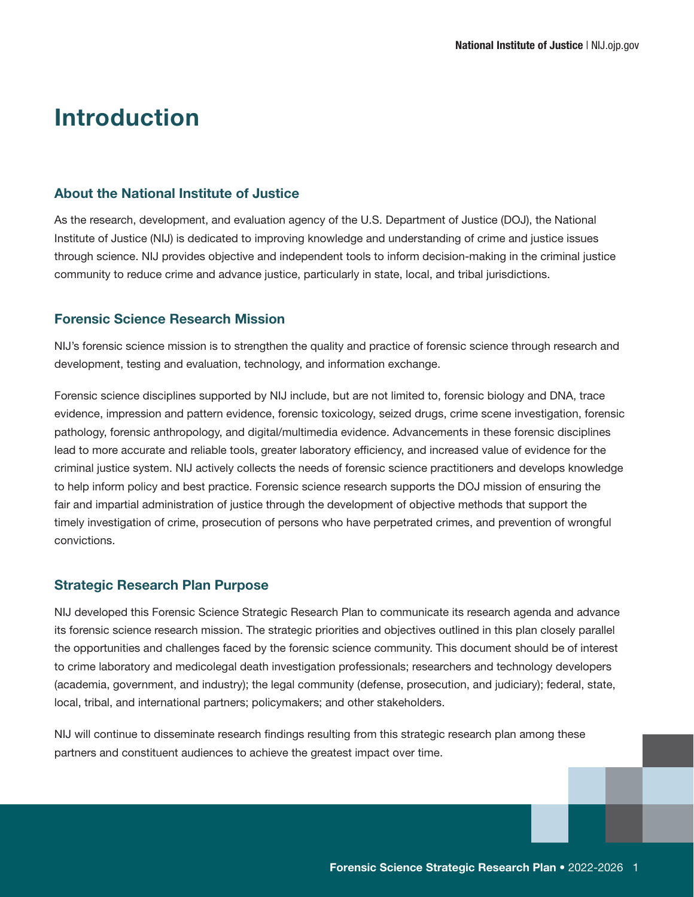# Introduction

## About the National Institute of Justice

As the research, development, and evaluation agency of the U.S. Department of Justice (DOJ), the National Institute of Justice (NIJ) is dedicated to improving knowledge and understanding of crime and justice issues through science. NIJ provides objective and independent tools to inform decision-making in the criminal justice community to reduce crime and advance justice, particularly in state, local, and tribal jurisdictions.

## Forensic Science Research Mission

NIJ's forensic science mission is to strengthen the quality and practice of forensic science through research and development, testing and evaluation, technology, and information exchange.

Forensic science disciplines supported by NIJ include, but are not limited to, forensic biology and DNA, trace evidence, impression and pattern evidence, forensic toxicology, seized drugs, crime scene investigation, forensic pathology, forensic anthropology, and digital/multimedia evidence. Advancements in these forensic disciplines lead to more accurate and reliable tools, greater laboratory efficiency, and increased value of evidence for the criminal justice system. NIJ actively collects the needs of forensic science practitioners and develops knowledge to help inform policy and best practice. Forensic science research supports the DOJ mission of ensuring the fair and impartial administration of justice through the development of objective methods that support the timely investigation of crime, prosecution of persons who have perpetrated crimes, and prevention of wrongful convictions.

## Strategic Research Plan Purpose

NIJ developed this Forensic Science Strategic Research Plan to communicate its research agenda and advance its forensic science research mission. The strategic priorities and objectives outlined in this plan closely parallel the opportunities and challenges faced by the forensic science community. This document should be of interest to crime laboratory and medicolegal death investigation professionals; researchers and technology developers (academia, government, and industry); the legal community (defense, prosecution, and judiciary); federal, state, local, tribal, and international partners; policymakers; and other stakeholders.

NIJ will continue to disseminate research findings resulting from this strategic research plan among these partners and constituent audiences to achieve the greatest impact over time.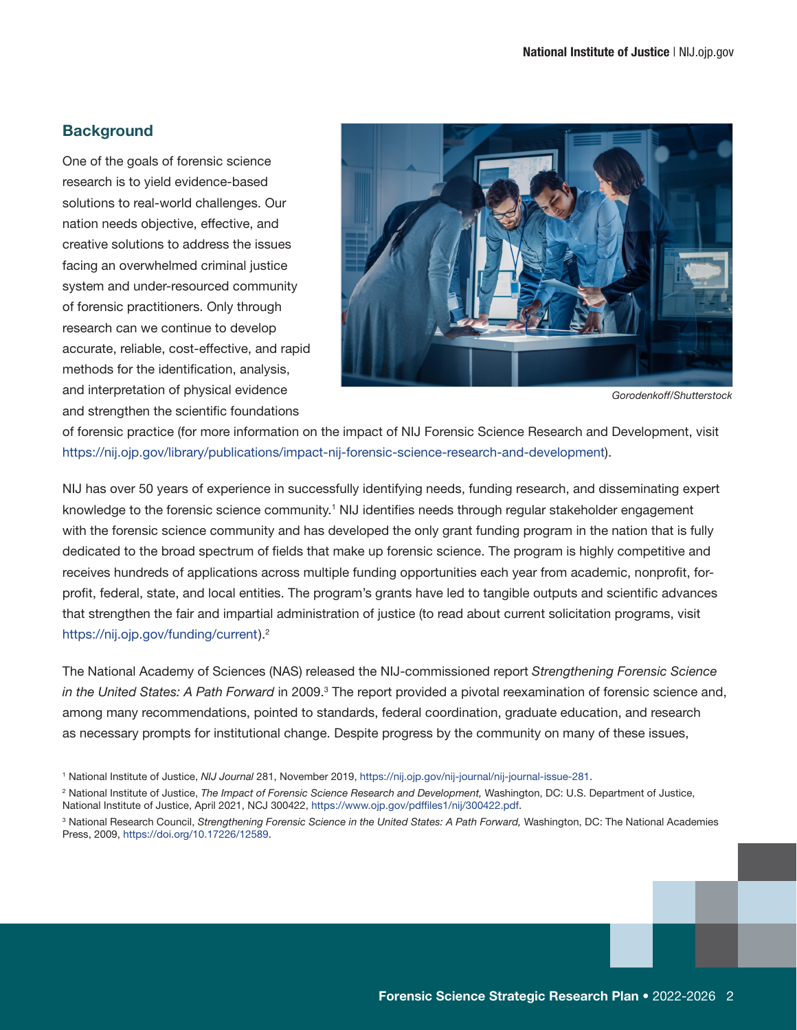## Background

One of the goals of forensic science research is to yield evidence-based solutions to real-world challenges. Our nation needs objective, effective, and creative solutions to address the issues facing an overwhelmed criminal justice system and under-resourced community of forensic practitioners. Only through research can we continue to develop accurate, reliable, cost-effective, and rapid methods for the identification, analysis, and interpretation of physical evidence and strengthen the scientific foundations of forensic practice (for more information on the impact of NIJ Forensic Science Research and Development, visit https://nij.ojp.gov/library/publications/impact-nij-forensic-science-research-and-development).

Gorodenkoff/Shutterstock

NIJ has over 50 years of experience in successfully identifying needs, funding research, and disseminating expert knowledge to the forensic science community.[1] NIJ identifies needs through regular stakeholder engagement with the forensic science community and has developed the only grant funding program in the nation that is fully dedicated to the broad spectrum of fields that make up forensic science. The program is highly competitive and receives hundreds of applications across multiple funding opportunities each year from academic, nonprofit, for-profit, federal, state, and local entities. The program's grants have led to tangible outputs and scientific advances that strengthen the fair and impartial administration of justice (to read about current solicitation programs, visit https://nij.ojp.gov/funding/current).[2]

The National Academy of Sciences (NAS) released the NIJ-commissioned report *Strengthening Forensic Science in the United States: A Path Forward* in 2009.[3] The report provided a pivotal reexamination of forensic science and, among many recommendations, pointed to standards, federal coordination, graduate education, and research as necessary prompts for institutional change. Despite progress by the community on many of these issues,

[1] National Institute of Justice, *NIJ Journal* 281, November 2019, https://nij.ojp.gov/nij-journal/nij-journal-issue-281.

[2] National Institute of Justice, *The Impact of Forensic Science Research and Development,* Washington, DC: U.S. Department of Justice, National Institute of Justice, April 2021, NCJ 300422, https://www.ojp.gov/pdffiles1/nij/300422.pdf.

[3] National Research Council, *Strengthening Forensic Science in the United States: A Path Forward,* Washington, DC: The National Academies Press, 2009, https://doi.org/10.17226/12589.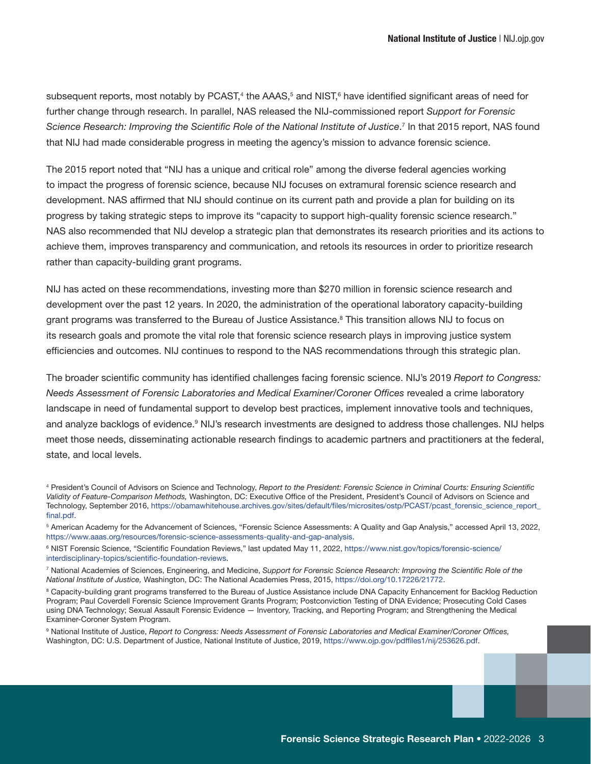subsequent reports, most notably by PCAST,[4] the AAAS,[5] and NIST,[6] have identified significant areas of need for further change through research. In parallel, NAS released the NIJ-commissioned report *Support for Forensic Science Research: Improving the Scientific Role of the National Institute of Justice*.[7] In that 2015 report, NAS found that NIJ had made considerable progress in meeting the agency's mission to advance forensic science.

The 2015 report noted that "NIJ has a unique and critical role" among the diverse federal agencies working to impact the progress of forensic science, because NIJ focuses on extramural forensic science research and development. NAS affirmed that NIJ should continue on its current path and provide a plan for building on its progress by taking strategic steps to improve its "capacity to support high-quality forensic science research." NAS also recommended that NIJ develop a strategic plan that demonstrates its research priorities and its actions to achieve them, improves transparency and communication, and retools its resources in order to prioritize research rather than capacity-building grant programs.

NIJ has acted on these recommendations, investing more than $270 million in forensic science research and development over the past 12 years. In 2020, the administration of the operational laboratory capacity-building grant programs was transferred to the Bureau of Justice Assistance.[8] This transition allows NIJ to focus on its research goals and promote the vital role that forensic science research plays in improving justice system efficiencies and outcomes. NIJ continues to respond to the NAS recommendations through this strategic plan.

The broader scientific community has identified challenges facing forensic science. NIJ's 2019 *Report to Congress: Needs Assessment of Forensic Laboratories and Medical Examiner/Coroner Offices* revealed a crime laboratory landscape in need of fundamental support to develop best practices, implement innovative tools and techniques, and analyze backlogs of evidence.[9] NIJ's research investments are designed to address those challenges. NIJ helps meet those needs, disseminating actionable research findings to academic partners and practitioners at the federal, state, and local levels.

[4] President's Council of Advisors on Science and Technology, *Report to the President: Forensic Science in Criminal Courts: Ensuring Scientific Validity of Feature-Comparison Methods,* Washington, DC: Executive Office of the President, President's Council of Advisors on Science and Technology, September 2016, https://obamawhitehouse.archives.gov/sites/default/files/microsites/ostp/PCAST/pcast_forensic_science_report_final.pdf.

[5] American Academy for the Advancement of Sciences, "Forensic Science Assessments: A Quality and Gap Analysis," accessed April 13, 2022, https://www.aaas.org/resources/forensic-science-assessments-quality-and-gap-analysis.

[6] NIST Forensic Science, "Scientific Foundation Reviews," last updated May 11, 2022, https://www.nist.gov/topics/forensic-science/interdisciplinary-topics/scientific-foundation-reviews.

[7] National Academies of Sciences, Engineering, and Medicine, *Support for Forensic Science Research: Improving the Scientific Role of the National Institute of Justice,* Washington, DC: The National Academies Press, 2015, https://doi.org/10.17226/21772.

[8] Capacity-building grant programs transferred to the Bureau of Justice Assistance include DNA Capacity Enhancement for Backlog Reduction Program; Paul Coverdell Forensic Science Improvement Grants Program; Postconviction Testing of DNA Evidence; Prosecuting Cold Cases using DNA Technology; Sexual Assault Forensic Evidence — Inventory, Tracking, and Reporting Program; and Strengthening the Medical Examiner-Coroner System Program.

[9] National Institute of Justice, *Report to Congress: Needs Assessment of Forensic Laboratories and Medical Examiner/Coroner Offices,* Washington, DC: U.S. Department of Justice, National Institute of Justice, 2019, https://www.ojp.gov/pdffiles1/nij/253626.pdf.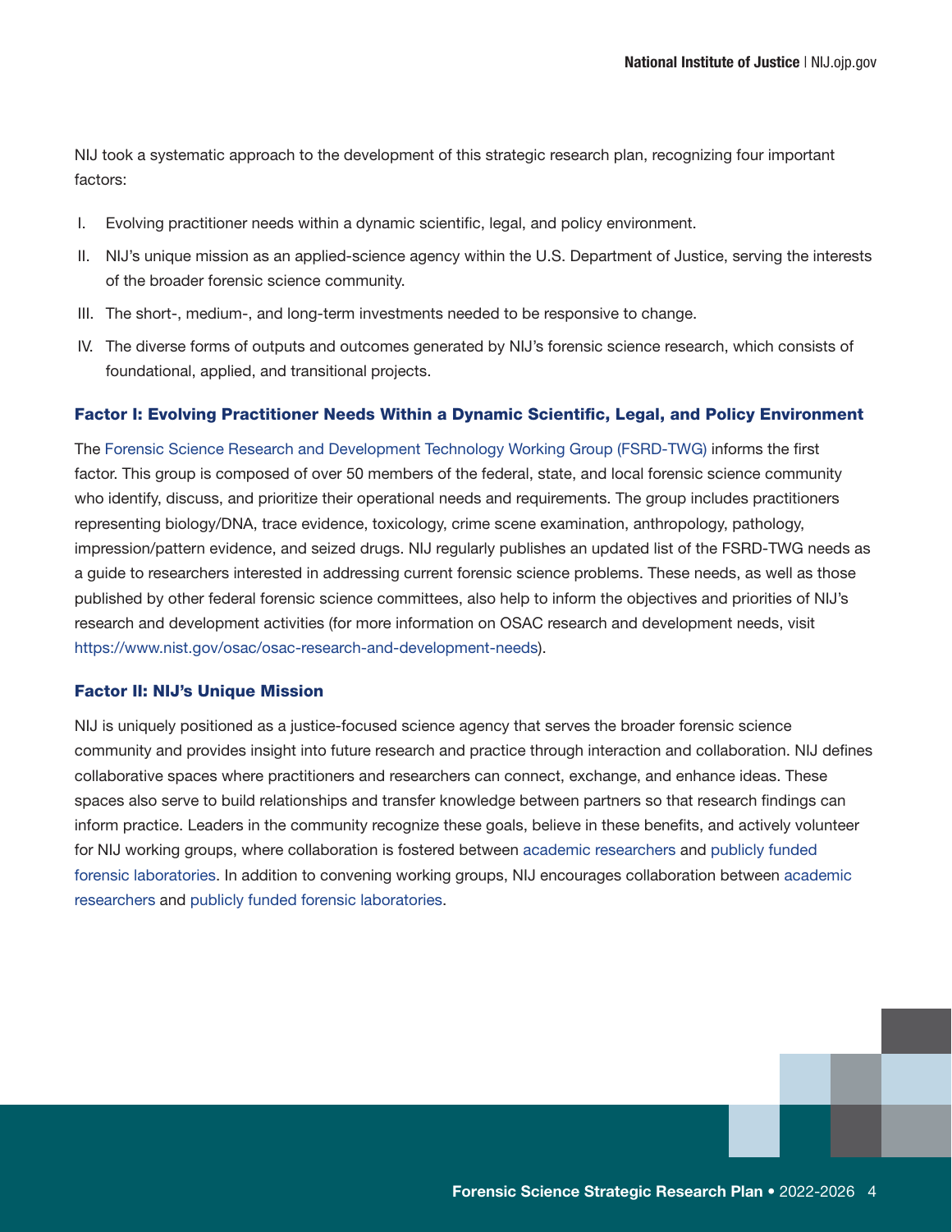NIJ took a systematic approach to the development of this strategic research plan, recognizing four important factors:

I. Evolving practitioner needs within a dynamic scientific, legal, and policy environment.

II. NIJ's unique mission as an applied-science agency within the U.S. Department of Justice, serving the interests of the broader forensic science community.

III. The short-, medium-, and long-term investments needed to be responsive to change.

IV. The diverse forms of outputs and outcomes generated by NIJ's forensic science research, which consists of foundational, applied, and transitional projects.

### Factor I: Evolving Practitioner Needs Within a Dynamic Scientific, Legal, and Policy Environment

The Forensic Science Research and Development Technology Working Group (FSRD-TWG) informs the first factor. This group is composed of over 50 members of the federal, state, and local forensic science community who identify, discuss, and prioritize their operational needs and requirements. The group includes practitioners representing biology/DNA, trace evidence, toxicology, crime scene examination, anthropology, pathology, impression/pattern evidence, and seized drugs. NIJ regularly publishes an updated list of the FSRD-TWG needs as a guide to researchers interested in addressing current forensic science problems. These needs, as well as those published by other federal forensic science committees, also help to inform the objectives and priorities of NIJ's research and development activities (for more information on OSAC research and development needs, visit https://www.nist.gov/osac/osac-research-and-development-needs).

### Factor II: NIJ's Unique Mission

NIJ is uniquely positioned as a justice-focused science agency that serves the broader forensic science community and provides insight into future research and practice through interaction and collaboration. NIJ defines collaborative spaces where practitioners and researchers can connect, exchange, and enhance ideas. These spaces also serve to build relationships and transfer knowledge between partners so that research findings can inform practice. Leaders in the community recognize these goals, believe in these benefits, and actively volunteer for NIJ working groups, where collaboration is fostered between academic researchers and publicly funded forensic laboratories. In addition to convening working groups, NIJ encourages collaboration between academic researchers and publicly funded forensic laboratories.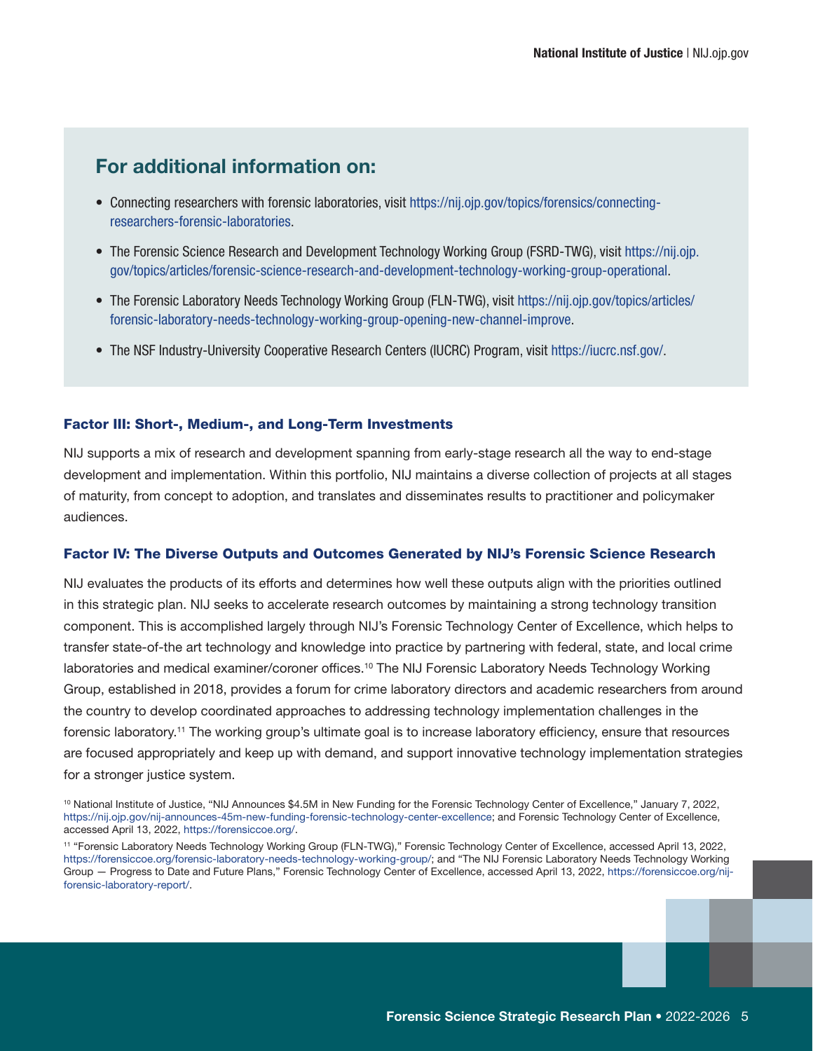## For additional information on:

- Connecting researchers with forensic laboratories, visit https://nij.ojp.gov/topics/forensics/connecting-researchers-forensic-laboratories.
- The Forensic Science Research and Development Technology Working Group (FSRD-TWG), visit https://nij.ojp.gov/topics/articles/forensic-science-research-and-development-technology-working-group-operational.
- The Forensic Laboratory Needs Technology Working Group (FLN-TWG), visit https://nij.ojp.gov/topics/articles/forensic-laboratory-needs-technology-working-group-opening-new-channel-improve.
- The NSF Industry-University Cooperative Research Centers (IUCRC) Program, visit https://iucrc.nsf.gov/.

### Factor III: Short-, Medium-, and Long-Term Investments

NIJ supports a mix of research and development spanning from early-stage research all the way to end-stage development and implementation. Within this portfolio, NIJ maintains a diverse collection of projects at all stages of maturity, from concept to adoption, and translates and disseminates results to practitioner and policymaker audiences.

### Factor IV: The Diverse Outputs and Outcomes Generated by NIJ's Forensic Science Research

NIJ evaluates the products of its efforts and determines how well these outputs align with the priorities outlined in this strategic plan. NIJ seeks to accelerate research outcomes by maintaining a strong technology transition component. This is accomplished largely through NIJ's Forensic Technology Center of Excellence, which helps to transfer state-of-the art technology and knowledge into practice by partnering with federal, state, and local crime laboratories and medical examiner/coroner offices.[10] The NIJ Forensic Laboratory Needs Technology Working Group, established in 2018, provides a forum for crime laboratory directors and academic researchers from around the country to develop coordinated approaches to addressing technology implementation challenges in the forensic laboratory.[11] The working group's ultimate goal is to increase laboratory efficiency, ensure that resources are focused appropriately and keep up with demand, and support innovative technology implementation strategies for a stronger justice system.

[10] National Institute of Justice, "NIJ Announces $4.5M in New Funding for the Forensic Technology Center of Excellence," January 7, 2022, https://nij.ojp.gov/nij-announces-45m-new-funding-forensic-technology-center-excellence; and Forensic Technology Center of Excellence, accessed April 13, 2022, https://forensiccoe.org/.

[11] "Forensic Laboratory Needs Technology Working Group (FLN-TWG)," Forensic Technology Center of Excellence, accessed April 13, 2022, https://forensiccoe.org/forensic-laboratory-needs-technology-working-group/; and "The NIJ Forensic Laboratory Needs Technology Working Group — Progress to Date and Future Plans," Forensic Technology Center of Excellence, accessed April 13, 2022, https://forensiccoe.org/nij-forensic-laboratory-report/.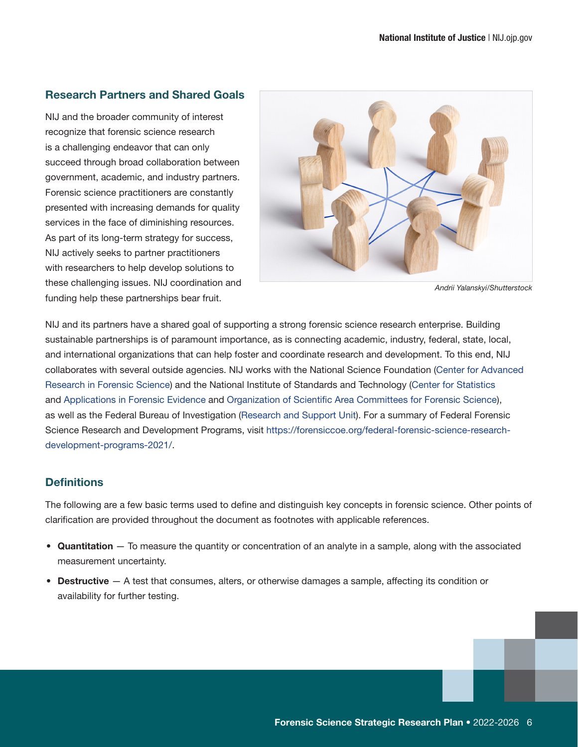## Research Partners and Shared Goals

NIJ and the broader community of interest recognize that forensic science research is a challenging endeavor that can only succeed through broad collaboration between government, academic, and industry partners. Forensic science practitioners are constantly presented with increasing demands for quality services in the face of diminishing resources. As part of its long-term strategy for success, NIJ actively seeks to partner practitioners with researchers to help develop solutions to these challenging issues. NIJ coordination and funding help these partnerships bear fruit.

*Andrii Yalanskyi/Shutterstock*

NIJ and its partners have a shared goal of supporting a strong forensic science research enterprise. Building sustainable partnerships is of paramount importance, as is connecting academic, industry, federal, state, local, and international organizations that can help foster and coordinate research and development. To this end, NIJ collaborates with several outside agencies. NIJ works with the National Science Foundation (Center for Advanced Research in Forensic Science) and the National Institute of Standards and Technology (Center for Statistics and Applications in Forensic Evidence and Organization of Scientific Area Committees for Forensic Science), as well as the Federal Bureau of Investigation (Research and Support Unit). For a summary of Federal Forensic Science Research and Development Programs, visit https://forensiccoe.org/federal-forensic-science-research-development-programs-2021/.

## Definitions

The following are a few basic terms used to define and distinguish key concepts in forensic science. Other points of clarification are provided throughout the document as footnotes with applicable references.

- **Quantitation** — To measure the quantity or concentration of an analyte in a sample, along with the associated measurement uncertainty.
- **Destructive** — A test that consumes, alters, or otherwise damages a sample, affecting its condition or availability for further testing.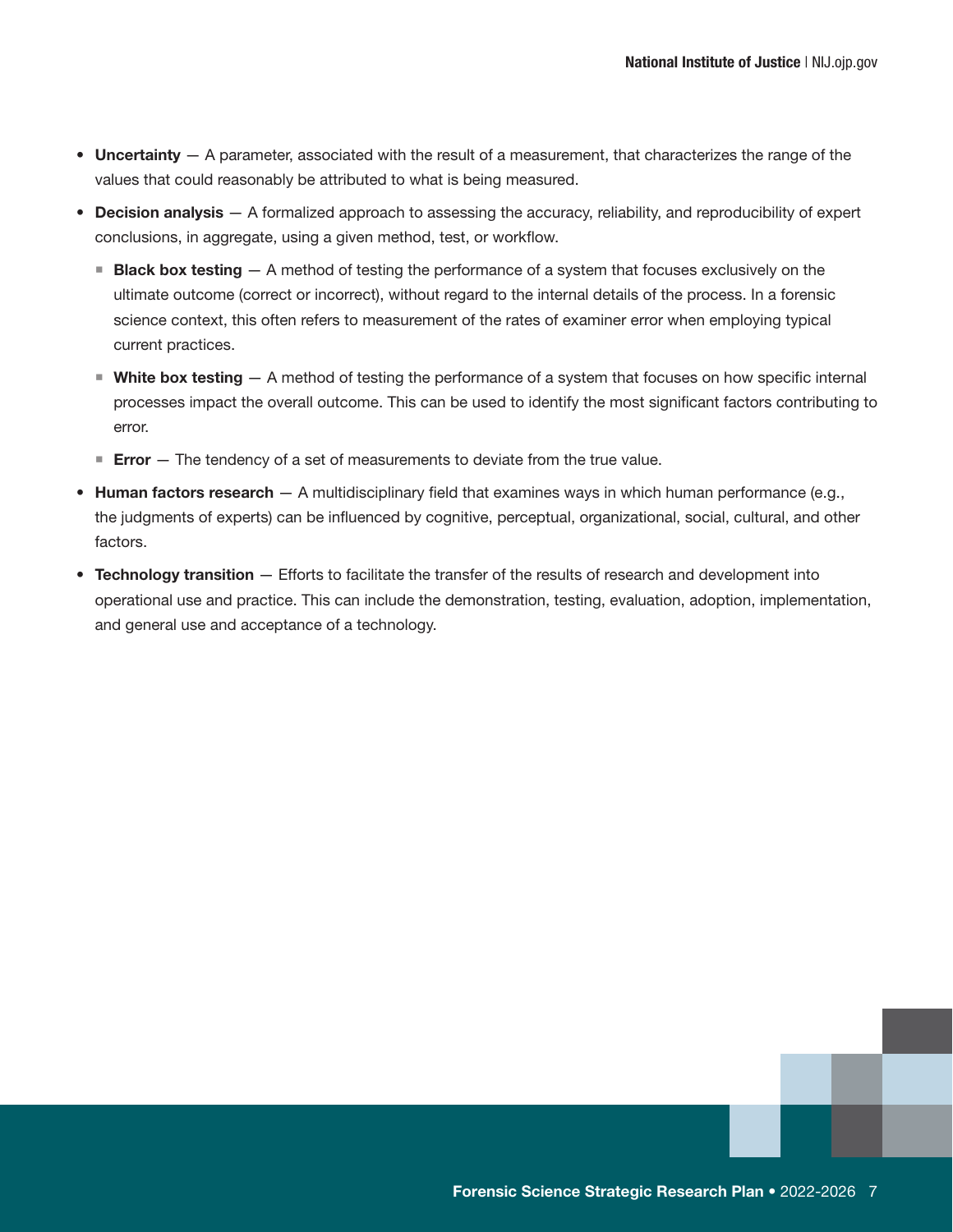- **Uncertainty** — A parameter, associated with the result of a measurement, that characterizes the range of the values that could reasonably be attributed to what is being measured.
- **Decision analysis** — A formalized approach to assessing the accuracy, reliability, and reproducibility of expert conclusions, in aggregate, using a given method, test, or workflow.
  - **Black box testing** — A method of testing the performance of a system that focuses exclusively on the ultimate outcome (correct or incorrect), without regard to the internal details of the process. In a forensic science context, this often refers to measurement of the rates of examiner error when employing typical current practices.
  - **White box testing** — A method of testing the performance of a system that focuses on how specific internal processes impact the overall outcome. This can be used to identify the most significant factors contributing to error.
  - **Error** — The tendency of a set of measurements to deviate from the true value.
- **Human factors research** — A multidisciplinary field that examines ways in which human performance (e.g., the judgments of experts) can be influenced by cognitive, perceptual, organizational, social, cultural, and other factors.
- **Technology transition** — Efforts to facilitate the transfer of the results of research and development into operational use and practice. This can include the demonstration, testing, evaluation, adoption, implementation, and general use and acceptance of a technology.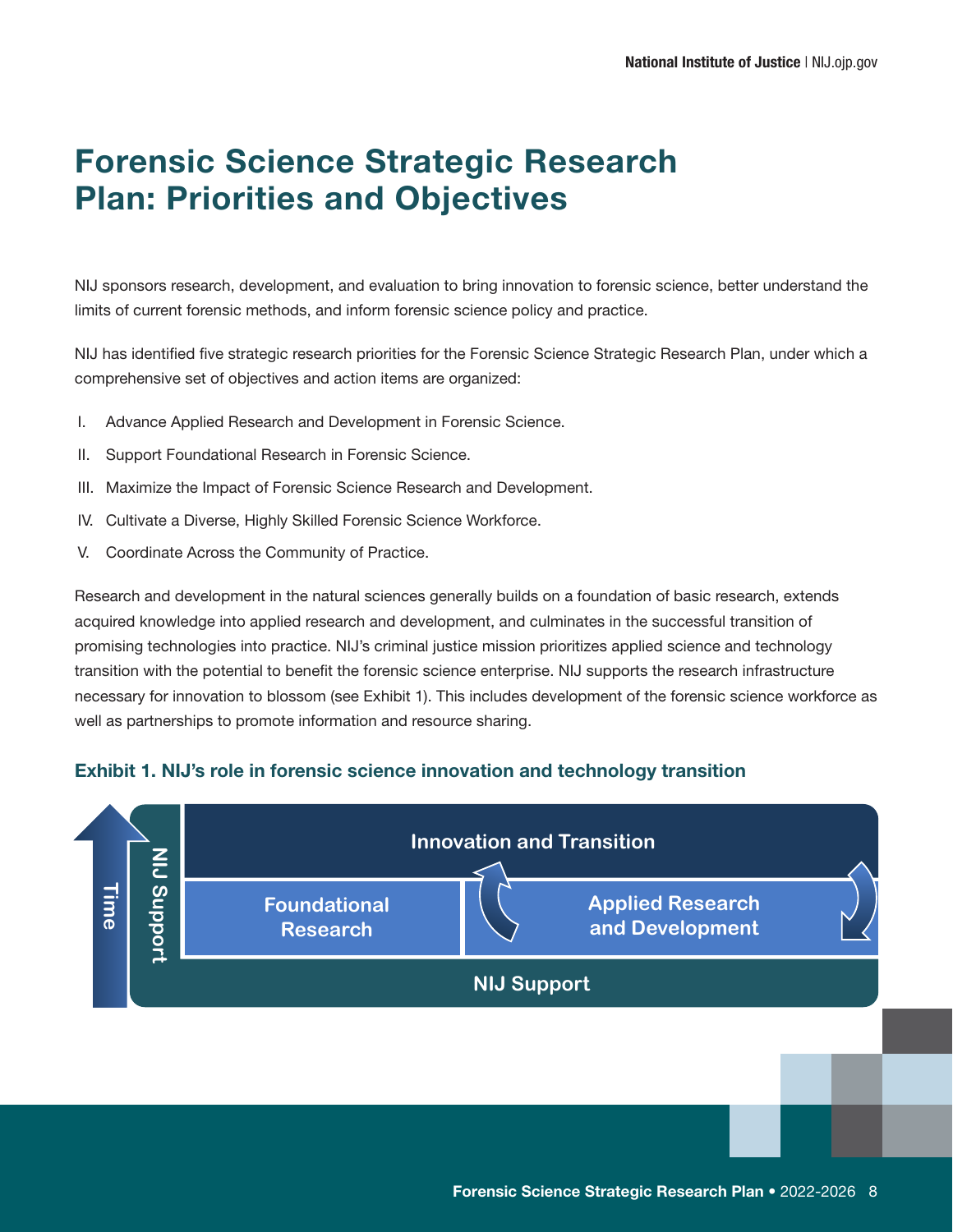# Forensic Science Strategic Research Plan: Priorities and Objectives

NIJ sponsors research, development, and evaluation to bring innovation to forensic science, better understand the limits of current forensic methods, and inform forensic science policy and practice.

NIJ has identified five strategic research priorities for the Forensic Science Strategic Research Plan, under which a comprehensive set of objectives and action items are organized:

I. Advance Applied Research and Development in Forensic Science.

II. Support Foundational Research in Forensic Science.

III. Maximize the Impact of Forensic Science Research and Development.

IV. Cultivate a Diverse, Highly Skilled Forensic Science Workforce.

V. Coordinate Across the Community of Practice.

Research and development in the natural sciences generally builds on a foundation of basic research, extends acquired knowledge into applied research and development, and culminates in the successful transition of promising technologies into practice. NIJ's criminal justice mission prioritizes applied science and technology transition with the potential to benefit the forensic science enterprise. NIJ supports the research infrastructure necessary for innovation to blossom (see Exhibit 1). This includes development of the forensic science workforce as well as partnerships to promote information and resource sharing.

### Exhibit 1. NIJ's role in forensic science innovation and technology transition

Time | NIJ Support | Innovation and Transition | Foundational Research | Applied Research and Development | NIJ Support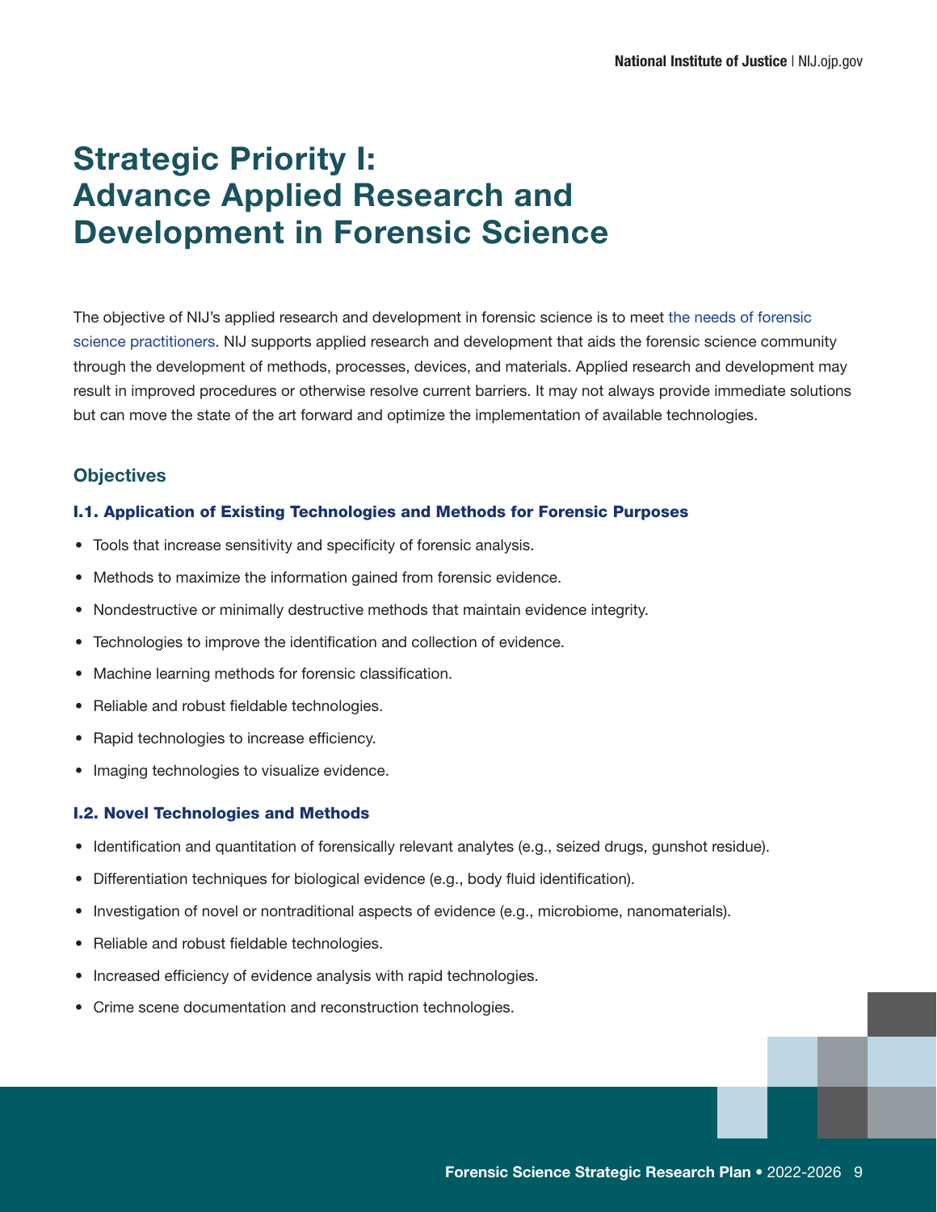# Strategic Priority I: Advance Applied Research and Development in Forensic Science

The objective of NIJ's applied research and development in forensic science is to meet the needs of forensic science practitioners. NIJ supports applied research and development that aids the forensic science community through the development of methods, processes, devices, and materials. Applied research and development may result in improved procedures or otherwise resolve current barriers. It may not always provide immediate solutions but can move the state of the art forward and optimize the implementation of available technologies.

## Objectives

### I.1. Application of Existing Technologies and Methods for Forensic Purposes

- Tools that increase sensitivity and specificity of forensic analysis.
- Methods to maximize the information gained from forensic evidence.
- Nondestructive or minimally destructive methods that maintain evidence integrity.
- Technologies to improve the identification and collection of evidence.
- Machine learning methods for forensic classification.
- Reliable and robust fieldable technologies.
- Rapid technologies to increase efficiency.
- Imaging technologies to visualize evidence.

### I.2. Novel Technologies and Methods

- Identification and quantitation of forensically relevant analytes (e.g., seized drugs, gunshot residue).
- Differentiation techniques for biological evidence (e.g., body fluid identification).
- Investigation of novel or nontraditional aspects of evidence (e.g., microbiome, nanomaterials).
- Reliable and robust fieldable technologies.
- Increased efficiency of evidence analysis with rapid technologies.
- Crime scene documentation and reconstruction technologies.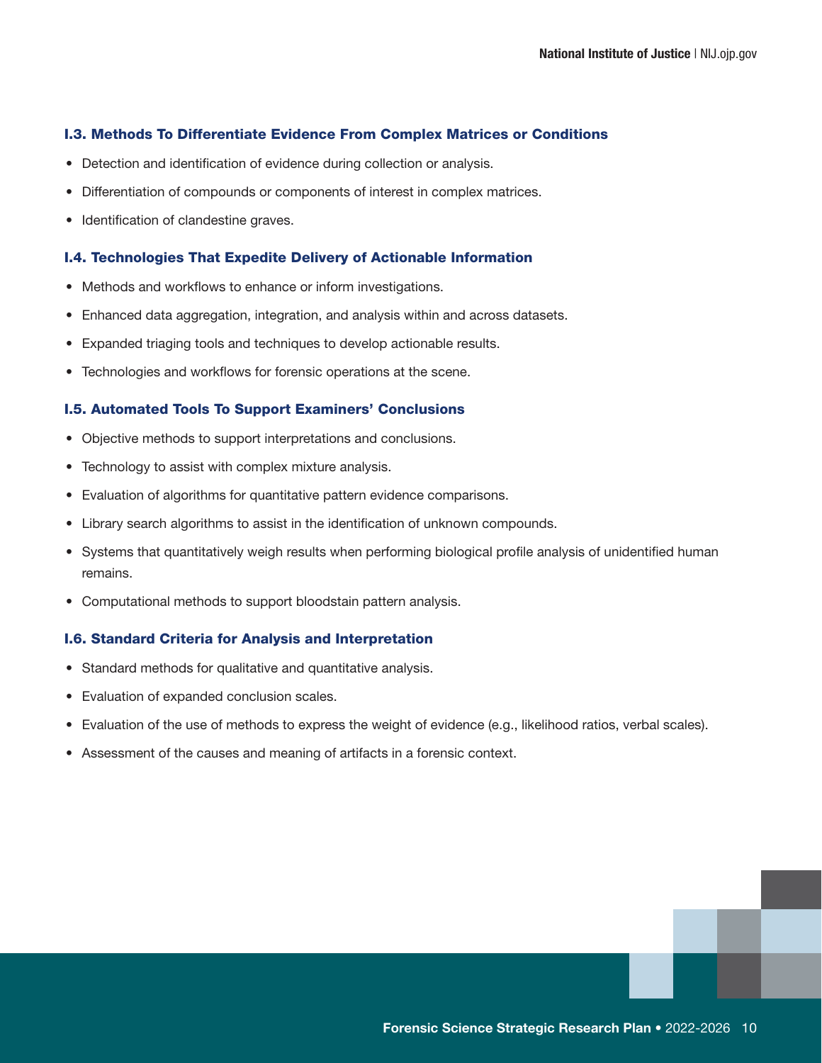### I.3. Methods To Differentiate Evidence From Complex Matrices or Conditions

- Detection and identification of evidence during collection or analysis.
- Differentiation of compounds or components of interest in complex matrices.
- Identification of clandestine graves.

### I.4. Technologies That Expedite Delivery of Actionable Information

- Methods and workflows to enhance or inform investigations.
- Enhanced data aggregation, integration, and analysis within and across datasets.
- Expanded triaging tools and techniques to develop actionable results.
- Technologies and workflows for forensic operations at the scene.

### I.5. Automated Tools To Support Examiners' Conclusions

- Objective methods to support interpretations and conclusions.
- Technology to assist with complex mixture analysis.
- Evaluation of algorithms for quantitative pattern evidence comparisons.
- Library search algorithms to assist in the identification of unknown compounds.
- Systems that quantitatively weigh results when performing biological profile analysis of unidentified human remains.
- Computational methods to support bloodstain pattern analysis.

### I.6. Standard Criteria for Analysis and Interpretation

- Standard methods for qualitative and quantitative analysis.
- Evaluation of expanded conclusion scales.
- Evaluation of the use of methods to express the weight of evidence (e.g., likelihood ratios, verbal scales).
- Assessment of the causes and meaning of artifacts in a forensic context.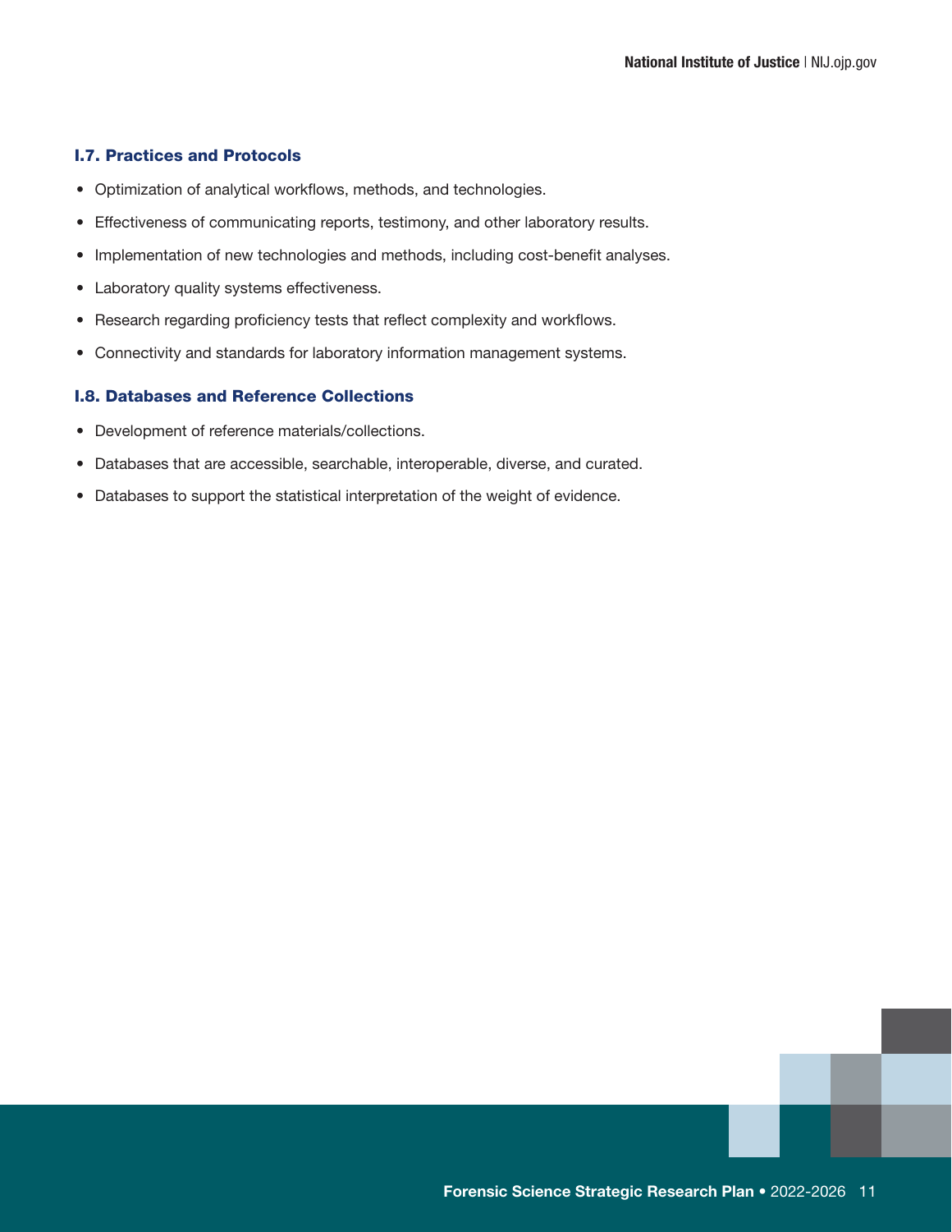### I.7. Practices and Protocols

- Optimization of analytical workflows, methods, and technologies.
- Effectiveness of communicating reports, testimony, and other laboratory results.
- Implementation of new technologies and methods, including cost-benefit analyses.
- Laboratory quality systems effectiveness.
- Research regarding proficiency tests that reflect complexity and workflows.
- Connectivity and standards for laboratory information management systems.

### I.8. Databases and Reference Collections

- Development of reference materials/collections.
- Databases that are accessible, searchable, interoperable, diverse, and curated.
- Databases to support the statistical interpretation of the weight of evidence.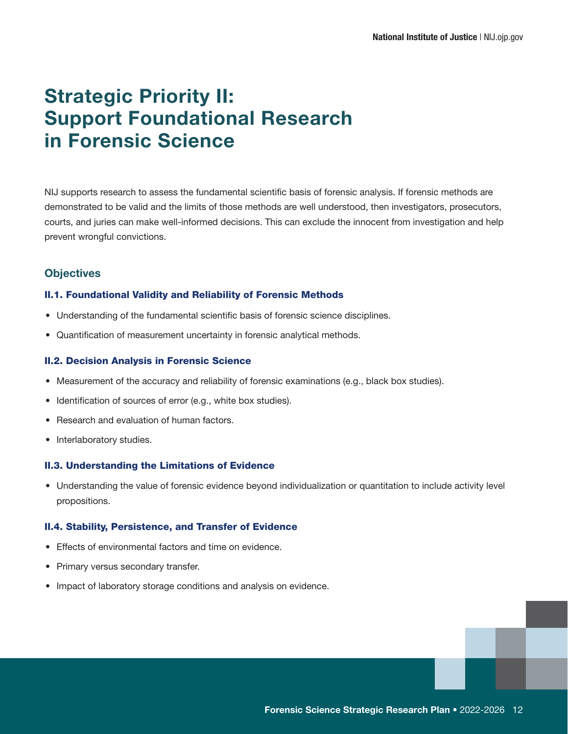# Strategic Priority II: Support Foundational Research in Forensic Science

NIJ supports research to assess the fundamental scientific basis of forensic analysis. If forensic methods are demonstrated to be valid and the limits of those methods are well understood, then investigators, prosecutors, courts, and juries can make well-informed decisions. This can exclude the innocent from investigation and help prevent wrongful convictions.

## Objectives

### II.1. Foundational Validity and Reliability of Forensic Methods

- Understanding of the fundamental scientific basis of forensic science disciplines.
- Quantification of measurement uncertainty in forensic analytical methods.

### II.2. Decision Analysis in Forensic Science

- Measurement of the accuracy and reliability of forensic examinations (e.g., black box studies).
- Identification of sources of error (e.g., white box studies).
- Research and evaluation of human factors.
- Interlaboratory studies.

### II.3. Understanding the Limitations of Evidence

- Understanding the value of forensic evidence beyond individualization or quantitation to include activity level propositions.

### II.4. Stability, Persistence, and Transfer of Evidence

- Effects of environmental factors and time on evidence.
- Primary versus secondary transfer.
- Impact of laboratory storage conditions and analysis on evidence.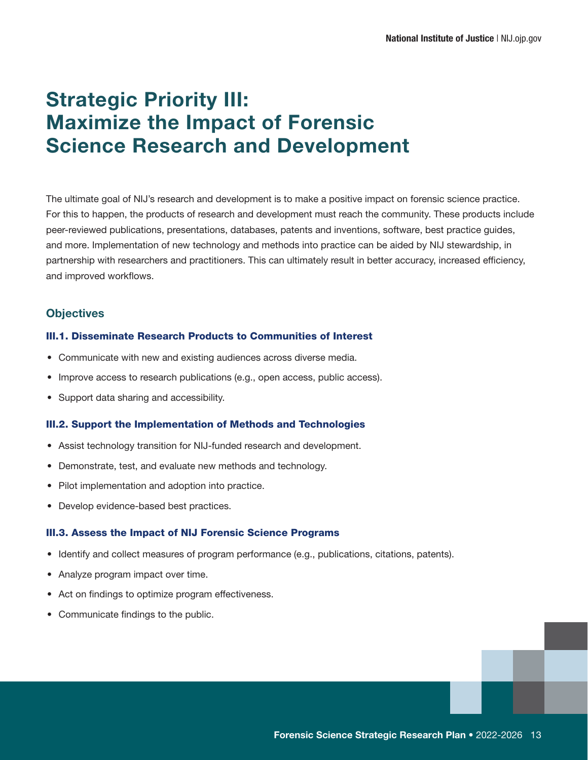# Strategic Priority III: Maximize the Impact of Forensic Science Research and Development

The ultimate goal of NIJ's research and development is to make a positive impact on forensic science practice. For this to happen, the products of research and development must reach the community. These products include peer-reviewed publications, presentations, databases, patents and inventions, software, best practice guides, and more. Implementation of new technology and methods into practice can be aided by NIJ stewardship, in partnership with researchers and practitioners. This can ultimately result in better accuracy, increased efficiency, and improved workflows.

## Objectives

### III.1. Disseminate Research Products to Communities of Interest

- Communicate with new and existing audiences across diverse media.
- Improve access to research publications (e.g., open access, public access).
- Support data sharing and accessibility.

### III.2. Support the Implementation of Methods and Technologies

- Assist technology transition for NIJ-funded research and development.
- Demonstrate, test, and evaluate new methods and technology.
- Pilot implementation and adoption into practice.
- Develop evidence-based best practices.

### III.3. Assess the Impact of NIJ Forensic Science Programs

- Identify and collect measures of program performance (e.g., publications, citations, patents).
- Analyze program impact over time.
- Act on findings to optimize program effectiveness.
- Communicate findings to the public.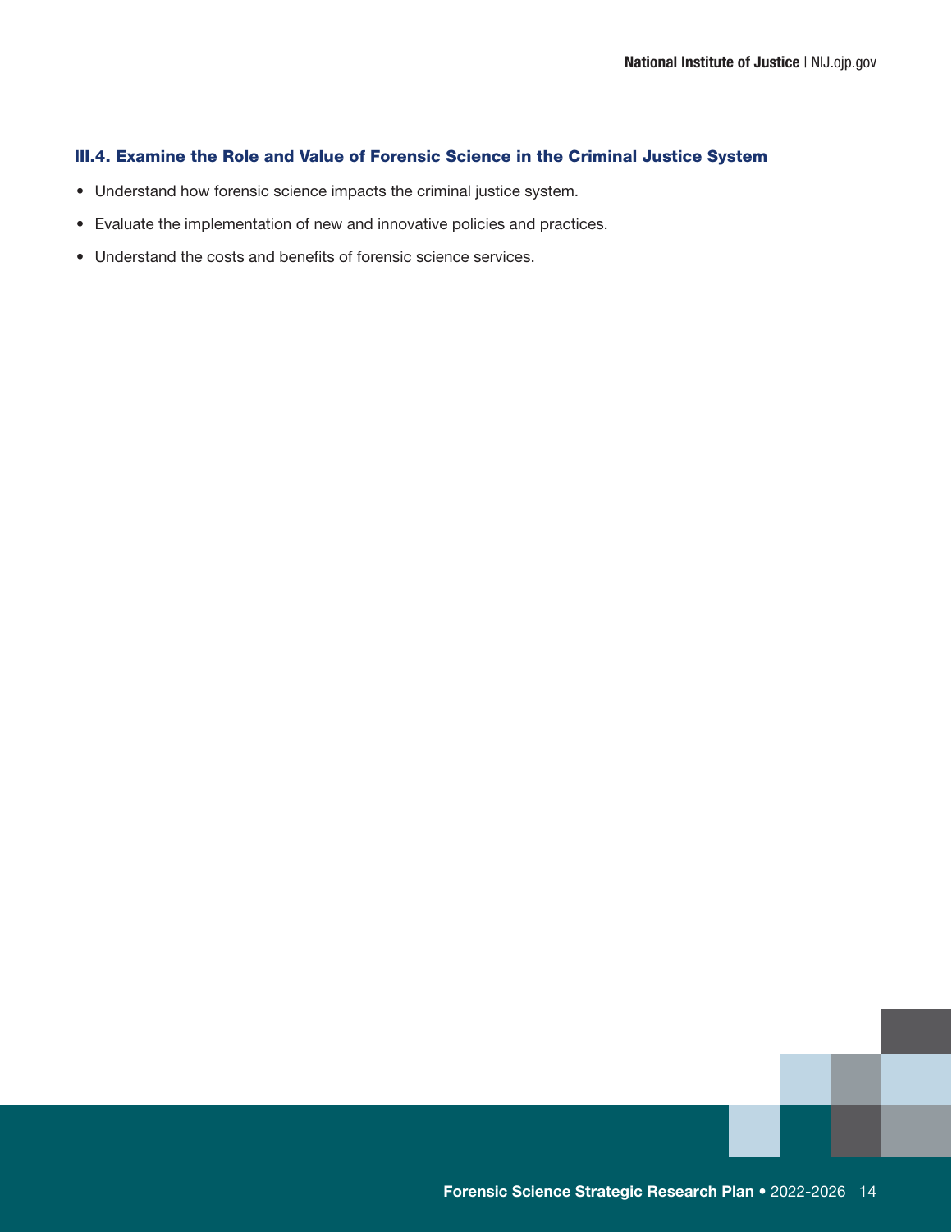### III.4. Examine the Role and Value of Forensic Science in the Criminal Justice System

- Understand how forensic science impacts the criminal justice system.
- Evaluate the implementation of new and innovative policies and practices.
- Understand the costs and benefits of forensic science services.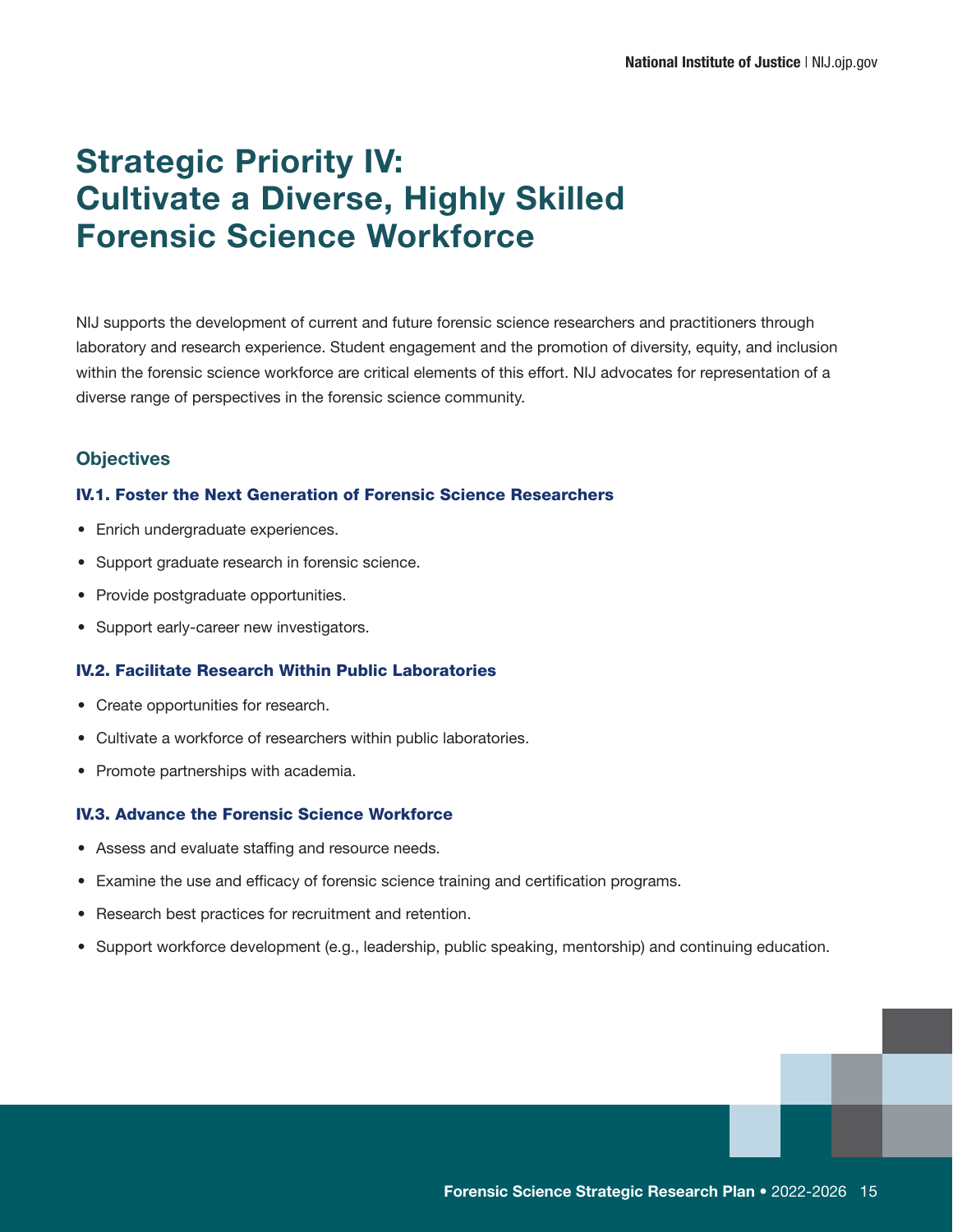# Strategic Priority IV: Cultivate a Diverse, Highly Skilled Forensic Science Workforce

NIJ supports the development of current and future forensic science researchers and practitioners through laboratory and research experience. Student engagement and the promotion of diversity, equity, and inclusion within the forensic science workforce are critical elements of this effort. NIJ advocates for representation of a diverse range of perspectives in the forensic science community.

## Objectives

### IV.1. Foster the Next Generation of Forensic Science Researchers

- Enrich undergraduate experiences.
- Support graduate research in forensic science.
- Provide postgraduate opportunities.
- Support early-career new investigators.

### IV.2. Facilitate Research Within Public Laboratories

- Create opportunities for research.
- Cultivate a workforce of researchers within public laboratories.
- Promote partnerships with academia.

### IV.3. Advance the Forensic Science Workforce

- Assess and evaluate staffing and resource needs.
- Examine the use and efficacy of forensic science training and certification programs.
- Research best practices for recruitment and retention.
- Support workforce development (e.g., leadership, public speaking, mentorship) and continuing education.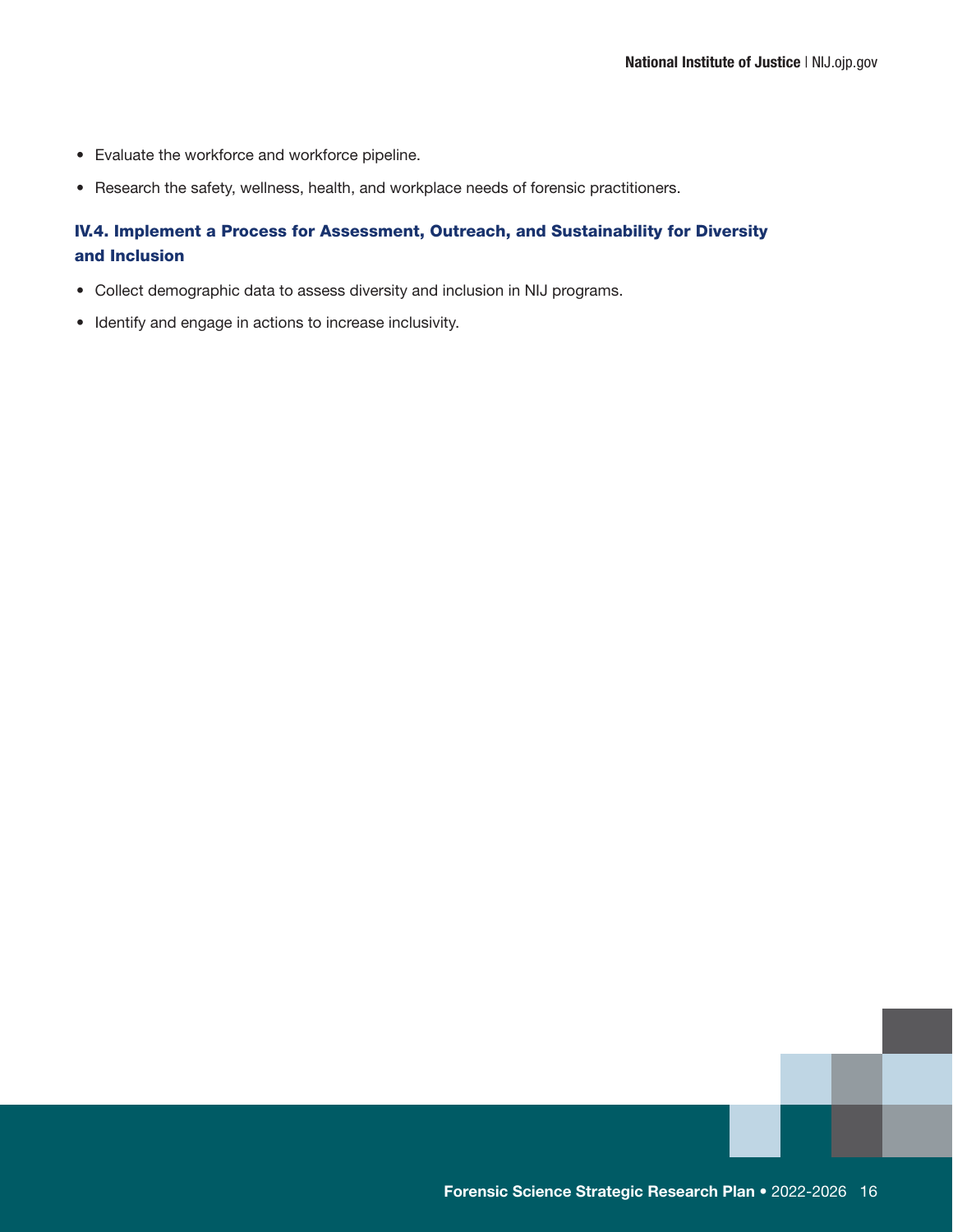- Evaluate the workforce and workforce pipeline.
- Research the safety, wellness, health, and workplace needs of forensic practitioners.

### IV.4. Implement a Process for Assessment, Outreach, and Sustainability for Diversity and Inclusion

- Collect demographic data to assess diversity and inclusion in NIJ programs.
- Identify and engage in actions to increase inclusivity.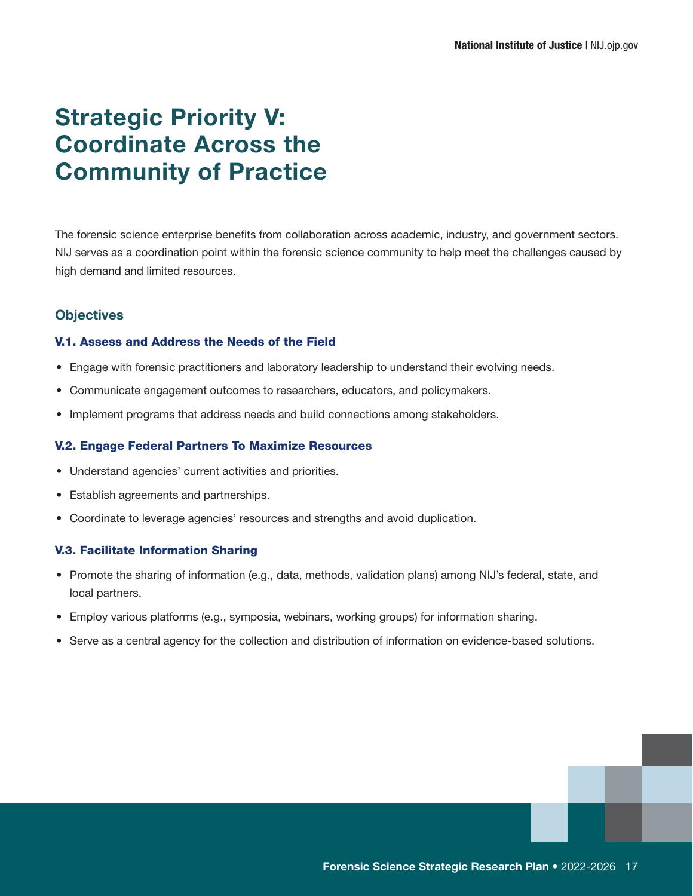# Strategic Priority V: Coordinate Across the Community of Practice

The forensic science enterprise benefits from collaboration across academic, industry, and government sectors. NIJ serves as a coordination point within the forensic science community to help meet the challenges caused by high demand and limited resources.

## Objectives

### V.1. Assess and Address the Needs of the Field

- Engage with forensic practitioners and laboratory leadership to understand their evolving needs.
- Communicate engagement outcomes to researchers, educators, and policymakers.
- Implement programs that address needs and build connections among stakeholders.

### V.2. Engage Federal Partners To Maximize Resources

- Understand agencies' current activities and priorities.
- Establish agreements and partnerships.
- Coordinate to leverage agencies' resources and strengths and avoid duplication.

### V.3. Facilitate Information Sharing

- Promote the sharing of information (e.g., data, methods, validation plans) among NIJ's federal, state, and local partners.
- Employ various platforms (e.g., symposia, webinars, working groups) for information sharing.
- Serve as a central agency for the collection and distribution of information on evidence-based solutions.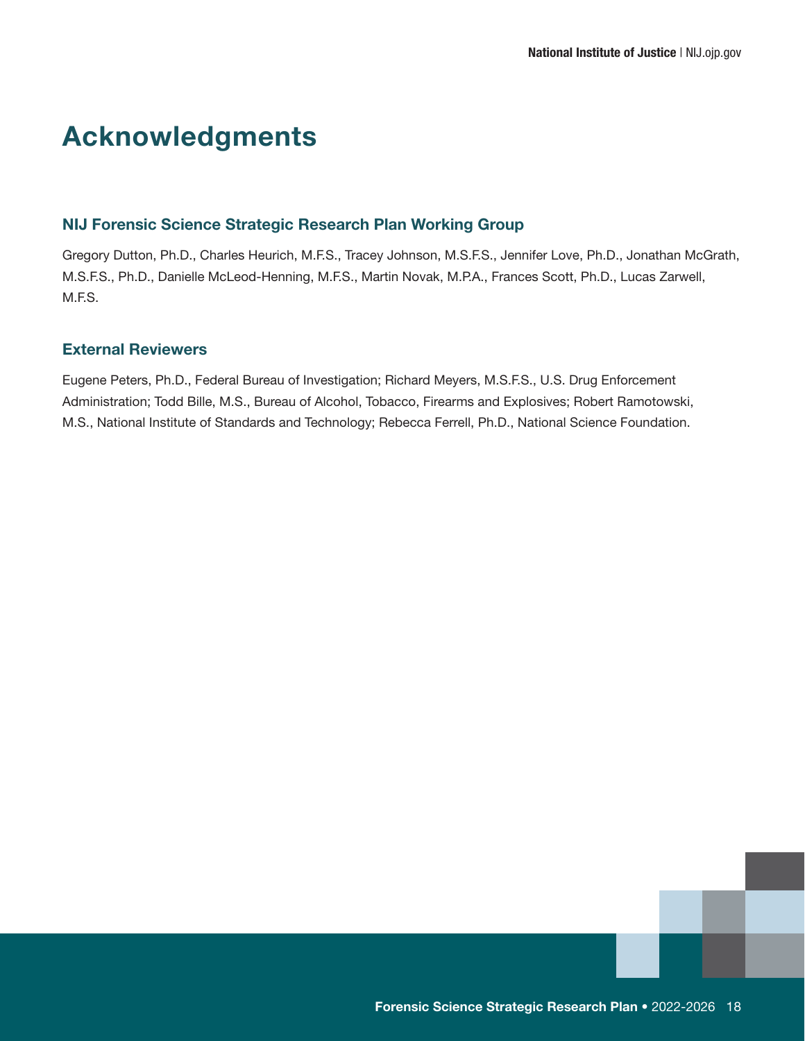# Acknowledgments

## NIJ Forensic Science Strategic Research Plan Working Group

Gregory Dutton, Ph.D., Charles Heurich, M.F.S., Tracey Johnson, M.S.F.S., Jennifer Love, Ph.D., Jonathan McGrath, M.S.F.S., Ph.D., Danielle McLeod-Henning, M.F.S., Martin Novak, M.P.A., Frances Scott, Ph.D., Lucas Zarwell, M.F.S.

## External Reviewers

Eugene Peters, Ph.D., Federal Bureau of Investigation; Richard Meyers, M.S.F.S., U.S. Drug Enforcement Administration; Todd Bille, M.S., Bureau of Alcohol, Tobacco, Firearms and Explosives; Robert Ramotowski, M.S., National Institute of Standards and Technology; Rebecca Ferrell, Ph.D., National Science Foundation.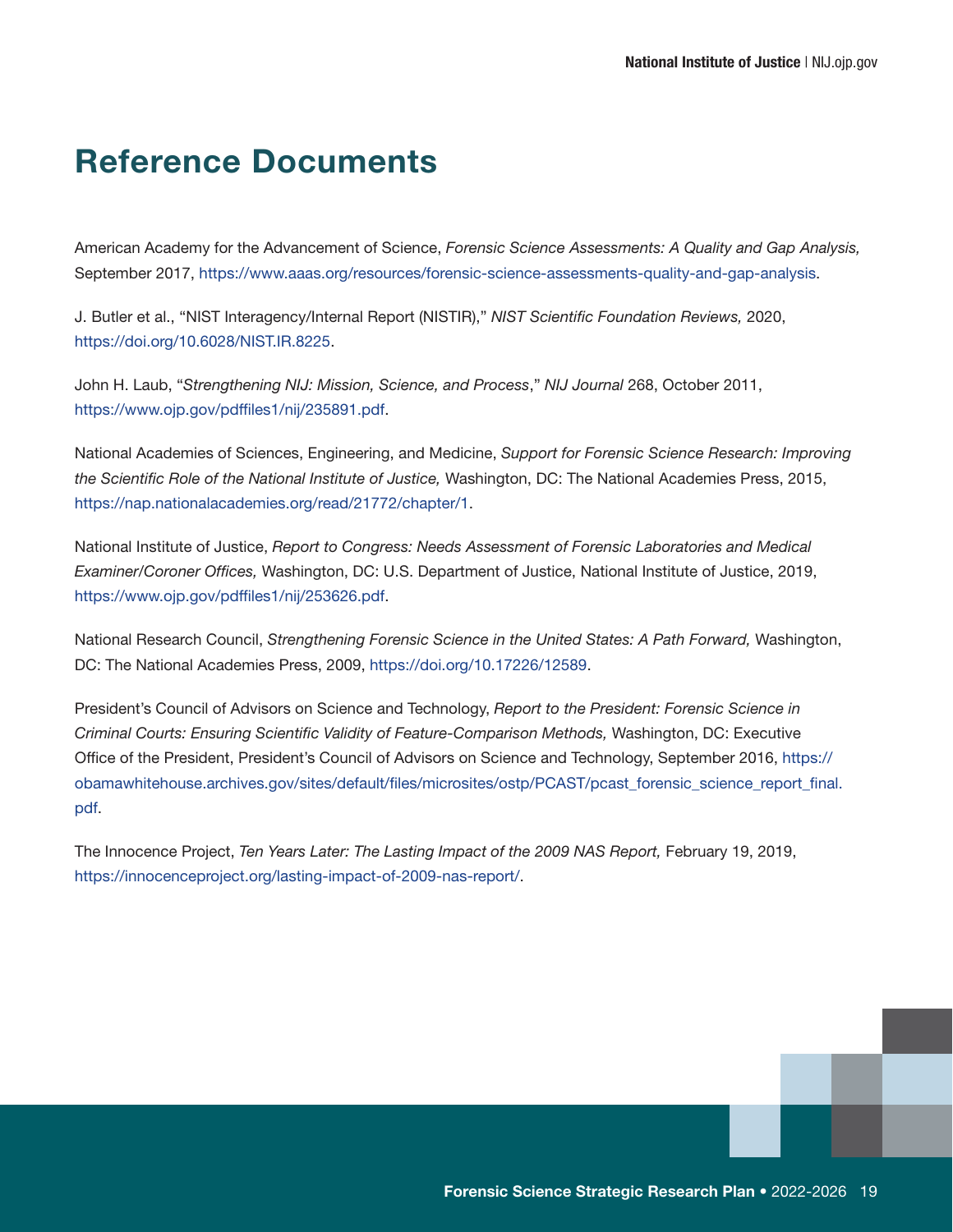# Reference Documents

American Academy for the Advancement of Science, *Forensic Science Assessments: A Quality and Gap Analysis,* September 2017, https://www.aaas.org/resources/forensic-science-assessments-quality-and-gap-analysis.

J. Butler et al., "NIST Interagency/Internal Report (NISTIR)," *NIST Scientific Foundation Reviews,* 2020, https://doi.org/10.6028/NIST.IR.8225.

John H. Laub, "*Strengthening NIJ: Mission, Science, and Process*," *NIJ Journal* 268, October 2011, https://www.ojp.gov/pdffiles1/nij/235891.pdf.

National Academies of Sciences, Engineering, and Medicine, *Support for Forensic Science Research: Improving the Scientific Role of the National Institute of Justice,* Washington, DC: The National Academies Press, 2015, https://nap.nationalacademies.org/read/21772/chapter/1.

National Institute of Justice, *Report to Congress: Needs Assessment of Forensic Laboratories and Medical Examiner/Coroner Offices,* Washington, DC: U.S. Department of Justice, National Institute of Justice, 2019, https://www.ojp.gov/pdffiles1/nij/253626.pdf.

National Research Council, *Strengthening Forensic Science in the United States: A Path Forward,* Washington, DC: The National Academies Press, 2009, https://doi.org/10.17226/12589.

President's Council of Advisors on Science and Technology, *Report to the President: Forensic Science in Criminal Courts: Ensuring Scientific Validity of Feature-Comparison Methods,* Washington, DC: Executive Office of the President, President's Council of Advisors on Science and Technology, September 2016, https://obamawhitehouse.archives.gov/sites/default/files/microsites/ostp/PCAST/pcast_forensic_science_report_final.pdf.

The Innocence Project, *Ten Years Later: The Lasting Impact of the 2009 NAS Report,* February 19, 2019, https://innocenceproject.org/lasting-impact-of-2009-nas-report/.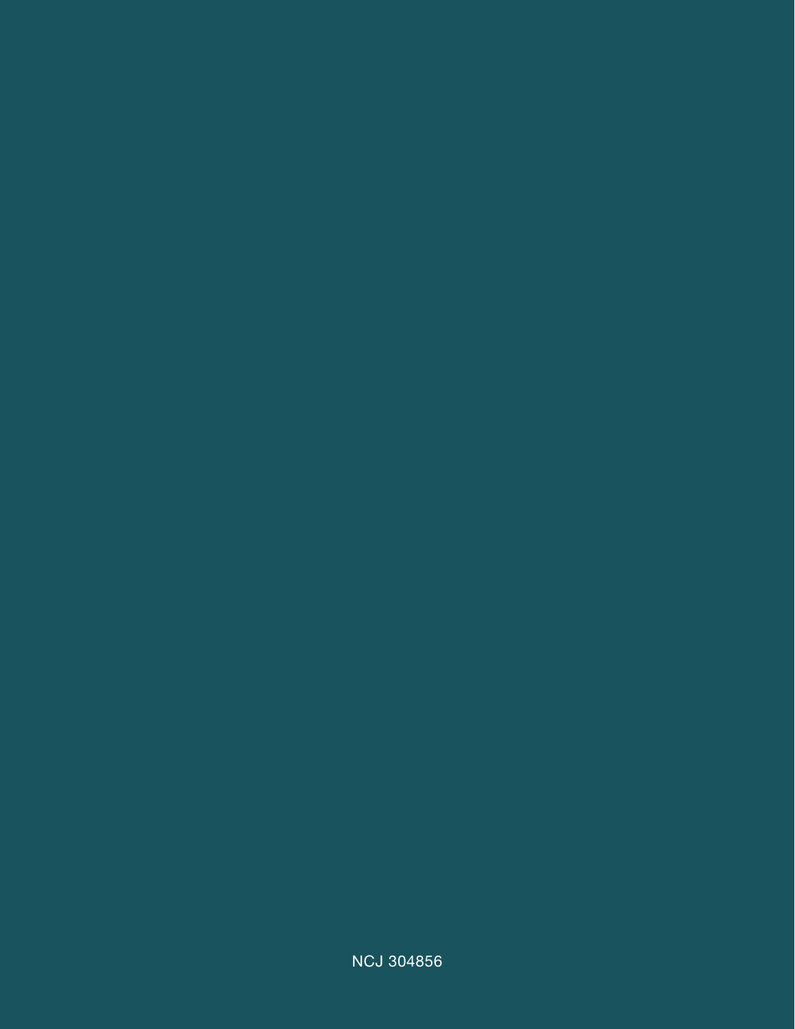NCJ 304856